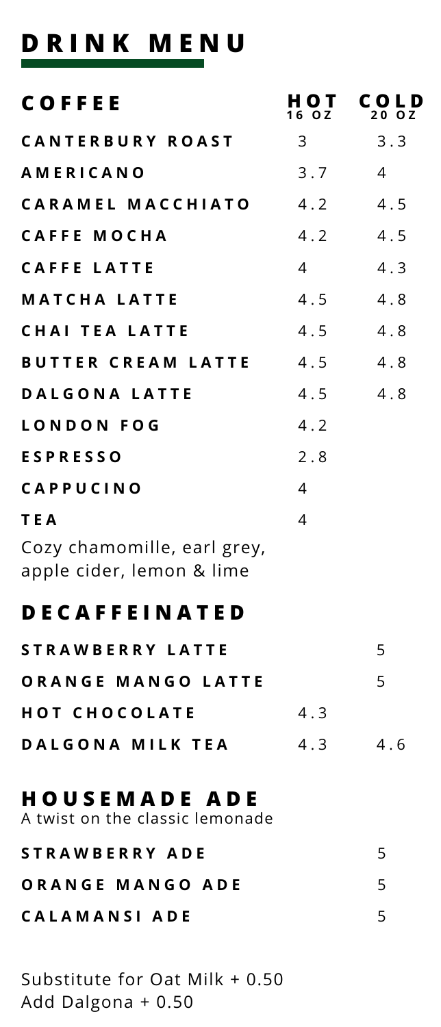# DRINK MENU

## COFFEE

| COFFEE | HOT 16 OZ | COLD 20 OZ |
|---|---|---|
| CANTERBURY ROAST | 3 | 3.3 |
| AMERICANO | 3.7 | 4 |
| CARAMEL MACCHIATO | 4.2 | 4.5 |
| CAFFE MOCHA | 4.2 | 4.5 |
| CAFFE LATTE | 4 | 4.3 |
| MATCHA LATTE | 4.5 | 4.8 |
| CHAI TEA LATTE | 4.5 | 4.8 |
| BUTTER CREAM LATTE | 4.5 | 4.8 |
| DALGONA LATTE | 4.5 | 4.8 |
| LONDON FOG | 4.2 | |
| ESPRESSO | 2.8 | |
| CAPPUCINO | 4 | |
| TEA | 4 | |

Cozy chamomille, earl grey, apple cider, lemon & lime

## DECAFFEINATED

| DECAFFEINATED | HOT 16 OZ | COLD 20 OZ |
|---|---|---|
| STRAWBERRY LATTE | | 5 |
| ORANGE MANGO LATTE | | 5 |
| HOT CHOCOLATE | 4.3 | |
| DALGONA MILK TEA | 4.3 | 4.6 |

## HOUSEMADE ADE

A twist on the classic lemonade

| HOUSEMADE ADE | HOT 16 OZ | COLD 20 OZ |
|---|---|---|
| STRAWBERRY ADE | | 5 |
| ORANGE MANGO ADE | | 5 |
| CALAMANSI ADE | | 5 |

Substitute for Oat Milk + 0.50
Add Dalgona + 0.50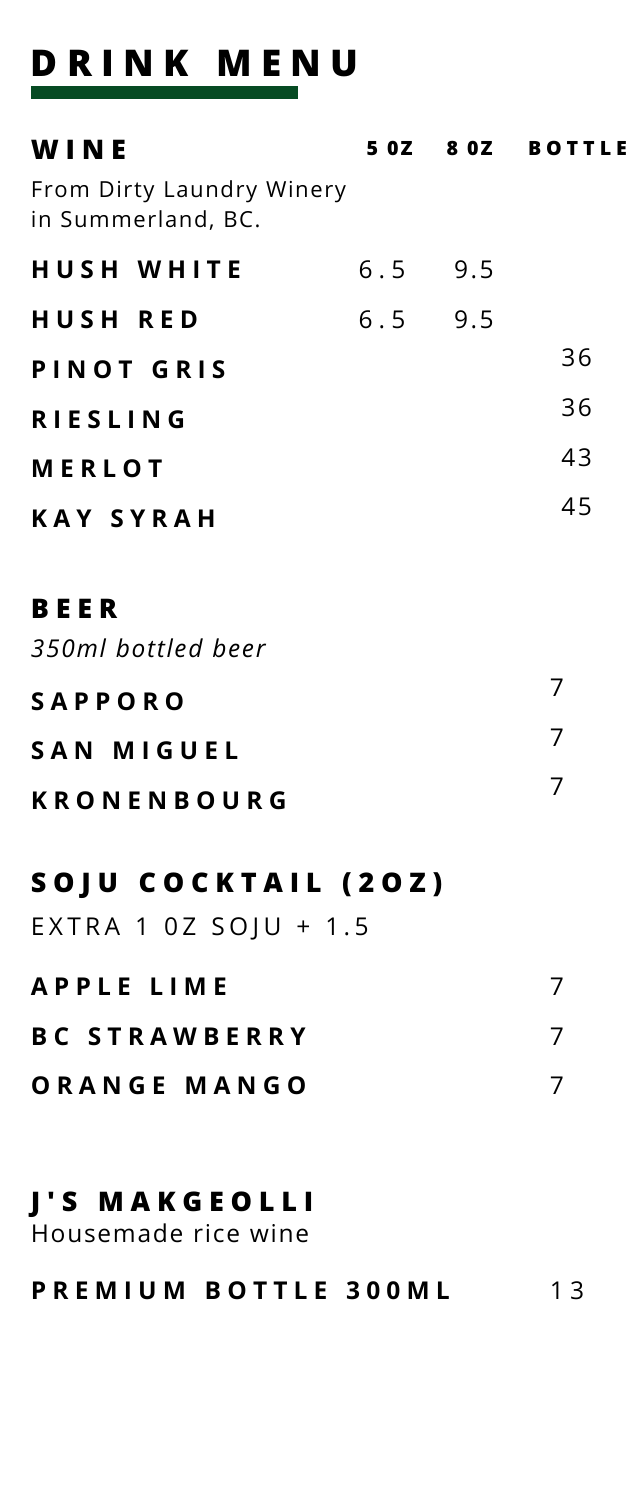# DRINK MENU

## WINE

From Dirty Laundry Winery in Summerland, BC.

| WINE | 5 OZ | 8 OZ | BOTTLE |
| --- | --- | --- | --- |
| **HUSH WHITE** | 6.5 | 9.5 | |
| **HUSH RED** | 6.5 | 9.5 | |
| **PINOT GRIS** | | | 36 |
| **RIESLING** | | | 36 |
| **MERLOT** | | | 43 |
| **KAY SYRAH** | | | 45 |

## BEER

*350ml bottled beer*

| | |
| --- | --- |
| **SAPPORO** | 7 |
| **SAN MIGUEL** | 7 |
| **KRONENBOURG** | 7 |

## SOJU COCKTAIL (2OZ)

EXTRA 1 OZ SOJU + 1.5

| | |
| --- | --- |
| **APPLE LIME** | 7 |
| **BC STRAWBERRY** | 7 |
| **ORANGE MANGO** | 7 |

## J'S MAKGEOLLI

Housemade rice wine

| | |
| --- | --- |
| **PREMIUM BOTTLE 300ML** | 13 |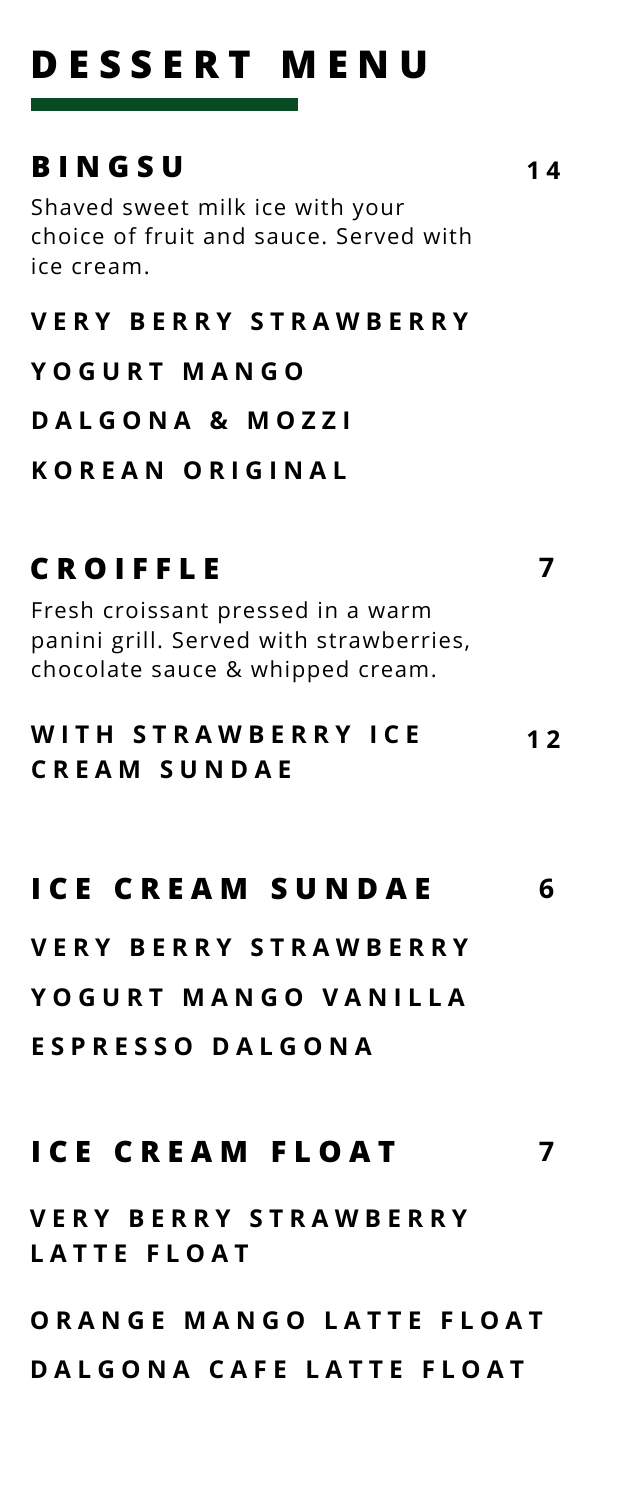# DESSERT MENU

## BINGSU 14

Shaved sweet milk ice with your choice of fruit and sauce. Served with ice cream.

**VERY BERRY STRAWBERRY**

**YOGURT MANGO**

**DALGONA & MOZZI**

**KOREAN ORIGINAL**

## CROIFFLE 7

Fresh croissant pressed in a warm panini grill. Served with strawberries, chocolate sauce & whipped cream.

**WITH STRAWBERRY ICE CREAM SUNDAE** 12

## ICE CREAM SUNDAE 6

**VERY BERRY STRAWBERRY**

**YOGURT MANGO VANILLA**

**ESPRESSO DALGONA**

## ICE CREAM FLOAT 7

**VERY BERRY STRAWBERRY LATTE FLOAT**

**ORANGE MANGO LATTE FLOAT**

**DALGONA CAFE LATTE FLOAT**